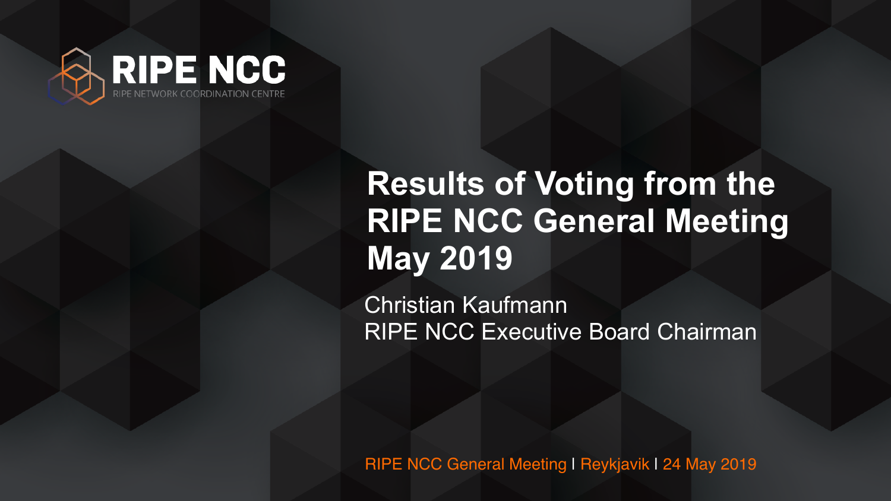RIPE NCC
RIPE NETWORK COORDINATION CENTRE

# Results of Voting from the RIPE NCC General Meeting May 2019

Christian Kaufmann
RIPE NCC Executive Board Chairman

RIPE NCC General Meeting | Reykjavik | 24 May 2019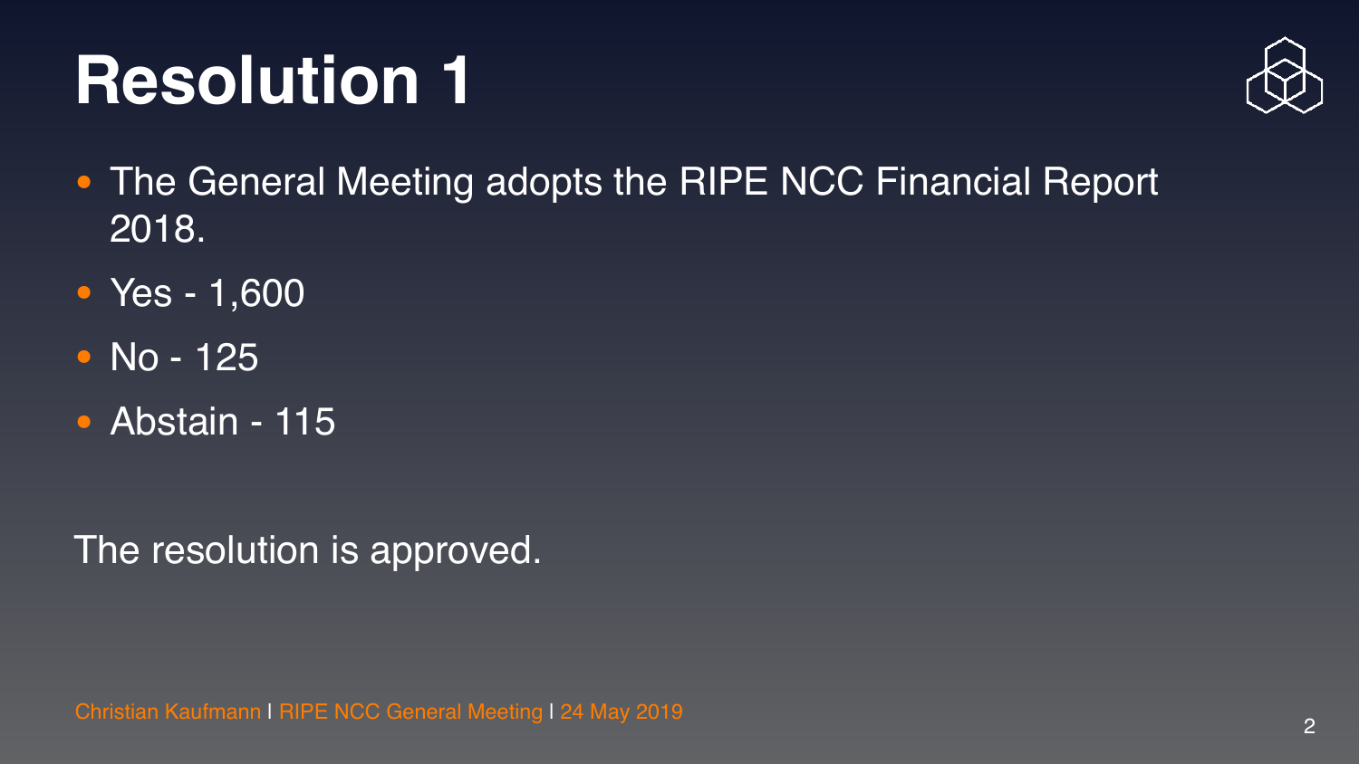# Resolution 1

- The General Meeting adopts the RIPE NCC Financial Report 2018.
- Yes - 1,600
- No - 125
- Abstain - 115

The resolution is approved.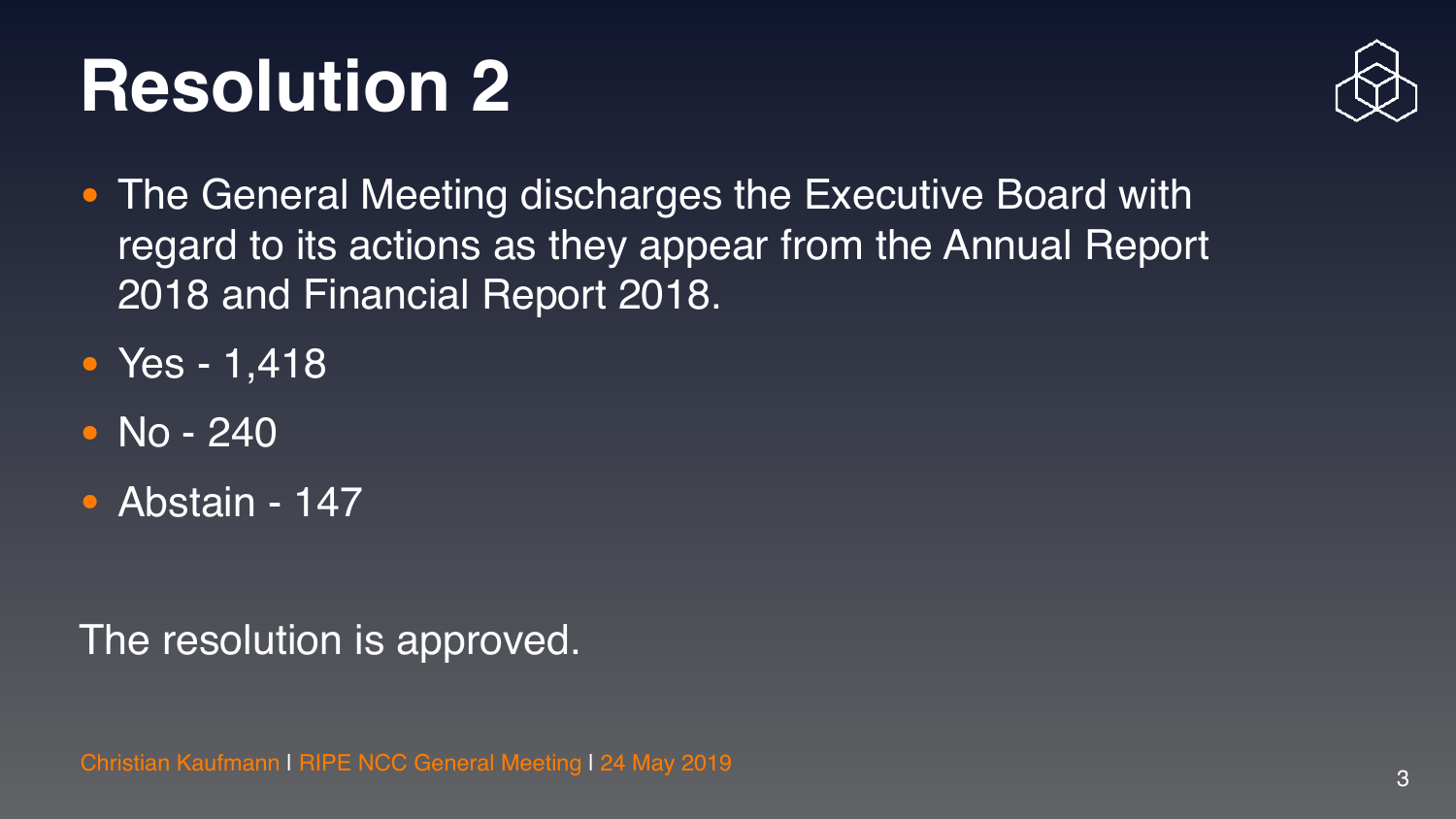# Resolution 2

- The General Meeting discharges the Executive Board with regard to its actions as they appear from the Annual Report 2018 and Financial Report 2018.
- Yes - 1,418
- No - 240
- Abstain - 147

The resolution is approved.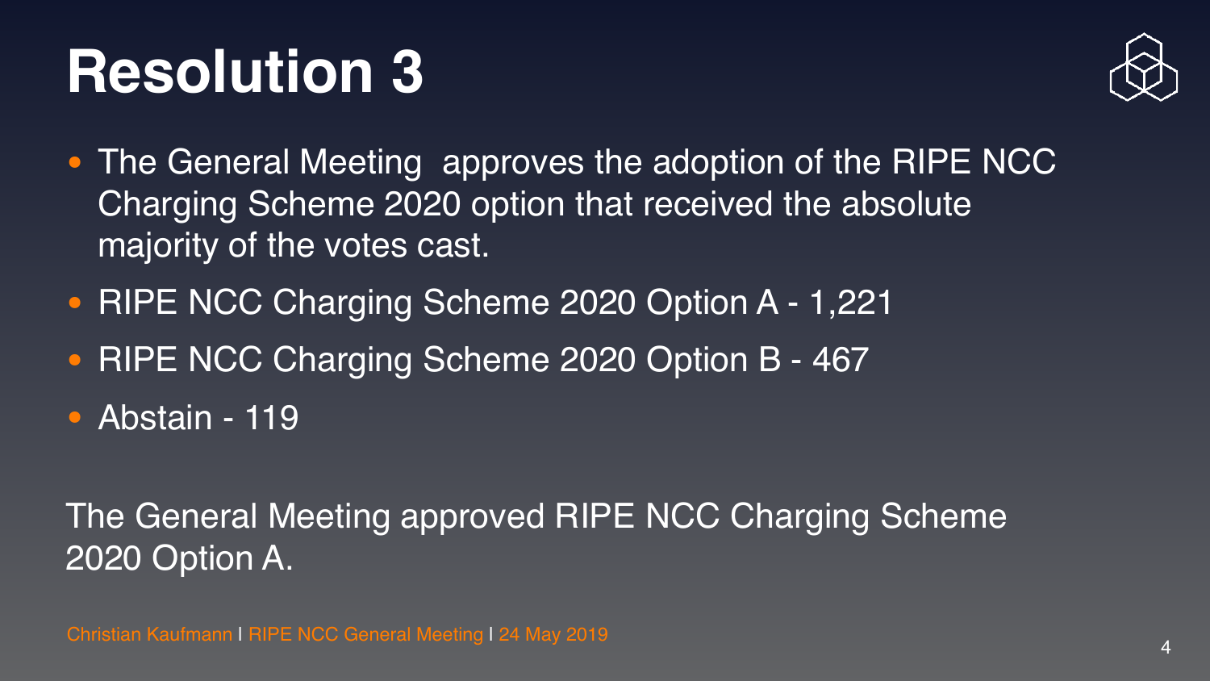# Resolution 3

- The General Meeting approves the adoption of the RIPE NCC Charging Scheme 2020 option that received the absolute majority of the votes cast.
- RIPE NCC Charging Scheme 2020 Option A - 1,221
- RIPE NCC Charging Scheme 2020 Option B - 467
- Abstain - 119

The General Meeting approved RIPE NCC Charging Scheme 2020 Option A.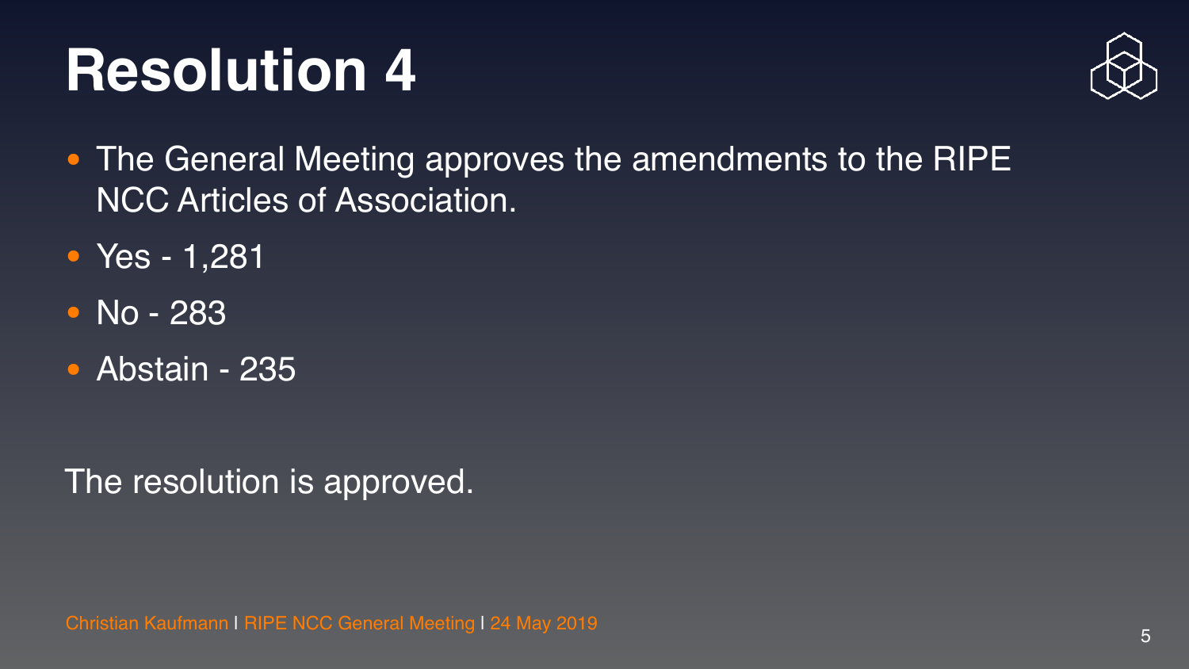# Resolution 4

- The General Meeting approves the amendments to the RIPE NCC Articles of Association.
- Yes - 1,281
- No - 283
- Abstain - 235

The resolution is approved.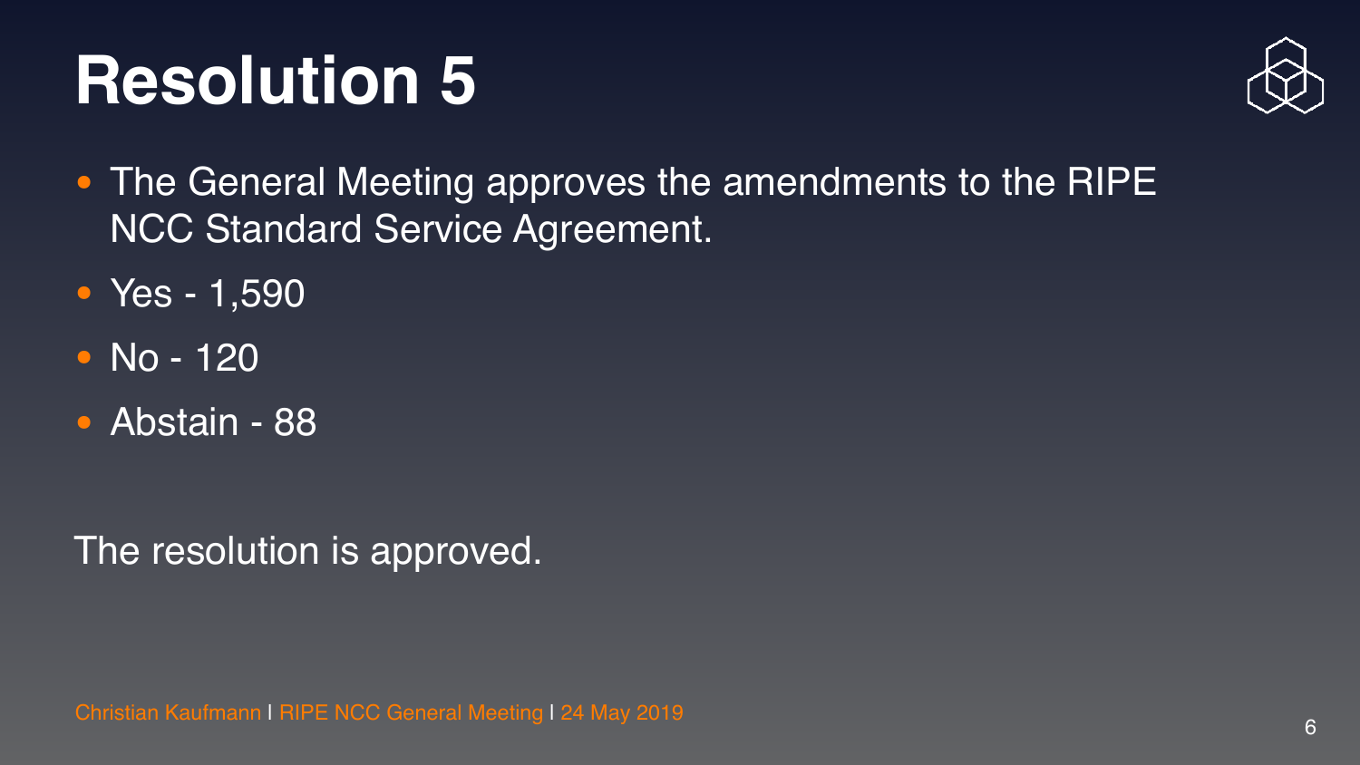# Resolution 5

- The General Meeting approves the amendments to the RIPE NCC Standard Service Agreement.
- Yes - 1,590
- No - 120
- Abstain - 88

The resolution is approved.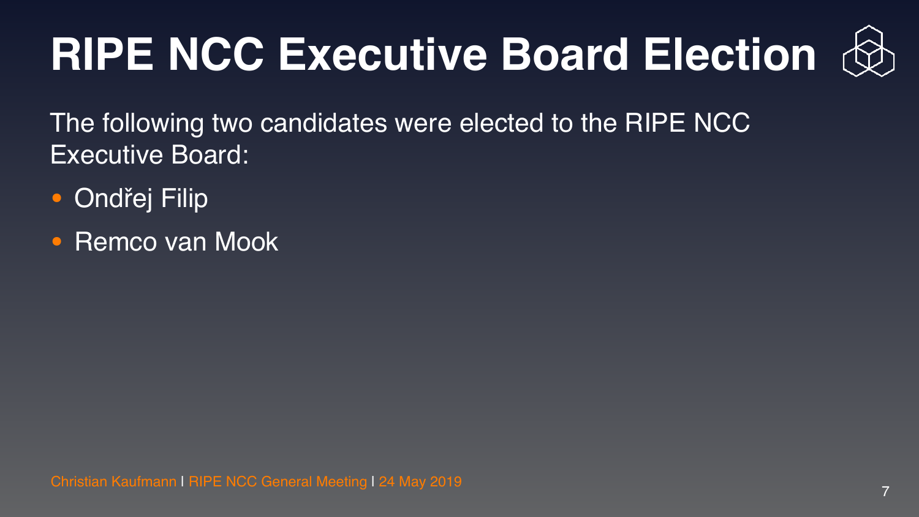# RIPE NCC Executive Board Election

The following two candidates were elected to the RIPE NCC Executive Board:

- Ondřej Filip
- Remco van Mook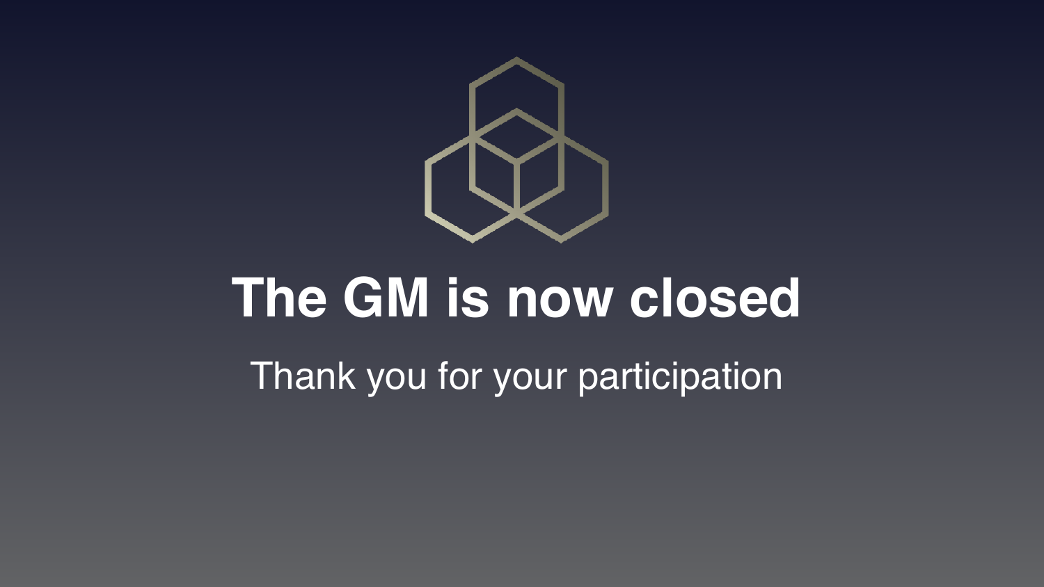# The GM is now closed

Thank you for your participation